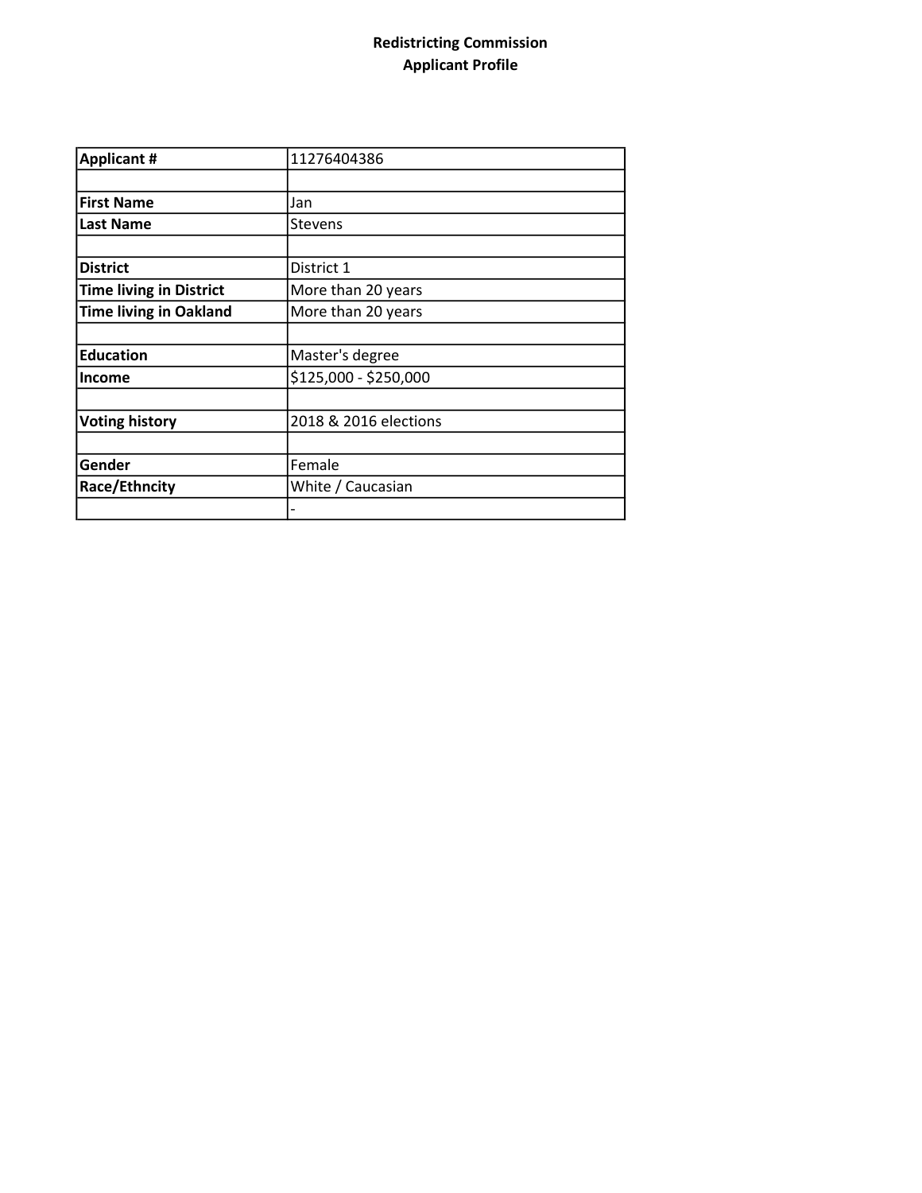**Redistricting Commission**
**Applicant Profile**

| **Applicant #** | 11276404386 |
|---|---|
| | |
| **First Name** | Jan |
| **Last Name** | Stevens |
| | |
| **District** | District 1 |
| **Time living in District** | More than 20 years |
| **Time living in Oakland** | More than 20 years |
| | |
| **Education** | Master's degree |
| **Income** | $125,000 - $250,000 |
| | |
| **Voting history** | 2018 & 2016 elections |
| | |
| **Gender** | Female |
| **Race/Ethncity** | White / Caucasian |
| | - |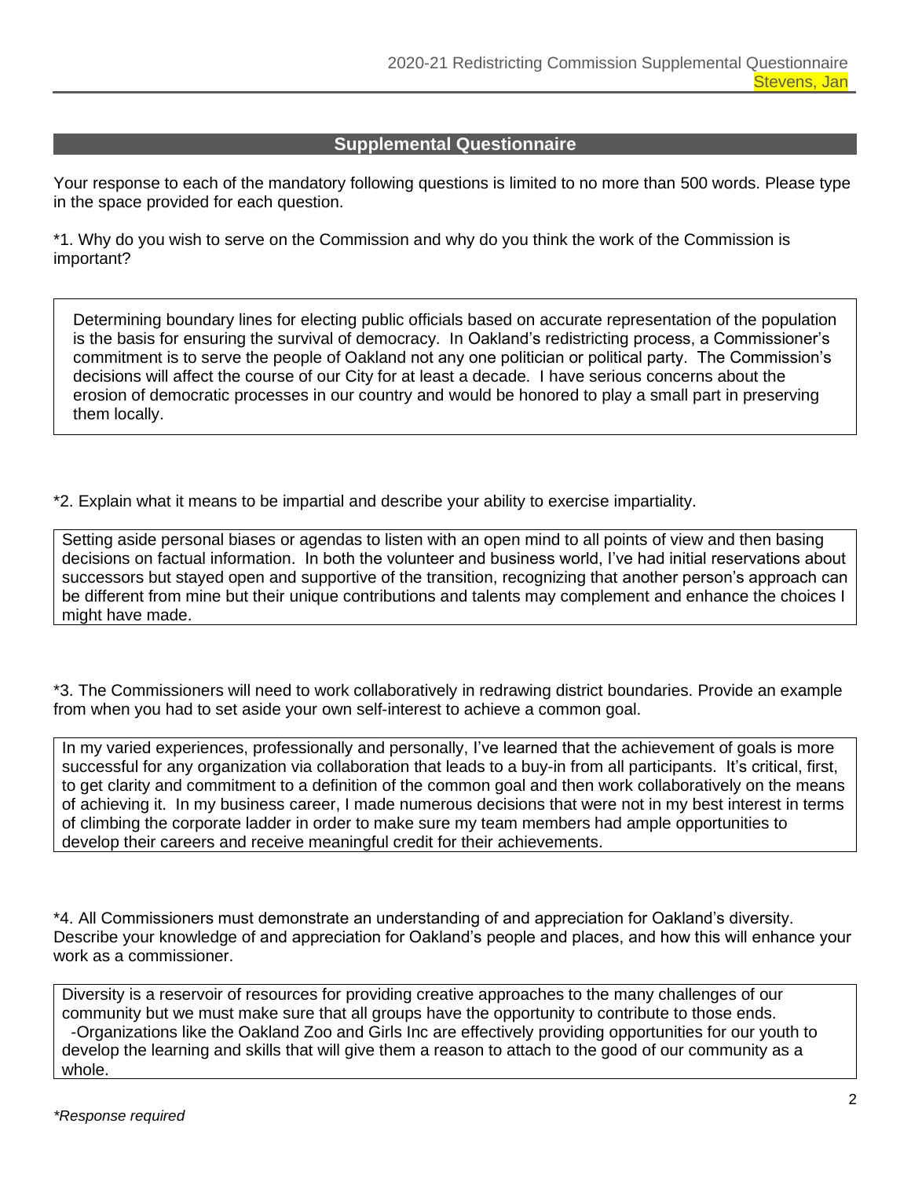## Supplemental Questionnaire

Your response to each of the mandatory following questions is limited to no more than 500 words. Please type in the space provided for each question.

*1. Why do you wish to serve on the Commission and why do you think the work of the Commission is important?

Determining boundary lines for electing public officials based on accurate representation of the population is the basis for ensuring the survival of democracy. In Oakland's redistricting process, a Commissioner's commitment is to serve the people of Oakland not any one politician or political party. The Commission's decisions will affect the course of our City for at least a decade. I have serious concerns about the erosion of democratic processes in our country and would be honored to play a small part in preserving them locally.

*2. Explain what it means to be impartial and describe your ability to exercise impartiality.

Setting aside personal biases or agendas to listen with an open mind to all points of view and then basing decisions on factual information. In both the volunteer and business world, I've had initial reservations about successors but stayed open and supportive of the transition, recognizing that another person's approach can be different from mine but their unique contributions and talents may complement and enhance the choices I might have made.

*3. The Commissioners will need to work collaboratively in redrawing district boundaries. Provide an example from when you had to set aside your own self-interest to achieve a common goal.

In my varied experiences, professionally and personally, I've learned that the achievement of goals is more successful for any organization via collaboration that leads to a buy-in from all participants. It's critical, first, to get clarity and commitment to a definition of the common goal and then work collaboratively on the means of achieving it. In my business career, I made numerous decisions that were not in my best interest in terms of climbing the corporate ladder in order to make sure my team members had ample opportunities to develop their careers and receive meaningful credit for their achievements.

*4. All Commissioners must demonstrate an understanding of and appreciation for Oakland's diversity. Describe your knowledge of and appreciation for Oakland's people and places, and how this will enhance your work as a commissioner.

Diversity is a reservoir of resources for providing creative approaches to the many challenges of our community but we must make sure that all groups have the opportunity to contribute to those ends.
-Organizations like the Oakland Zoo and Girls Inc are effectively providing opportunities for our youth to develop the learning and skills that will give them a reason to attach to the good of our community as a whole.

*Response required*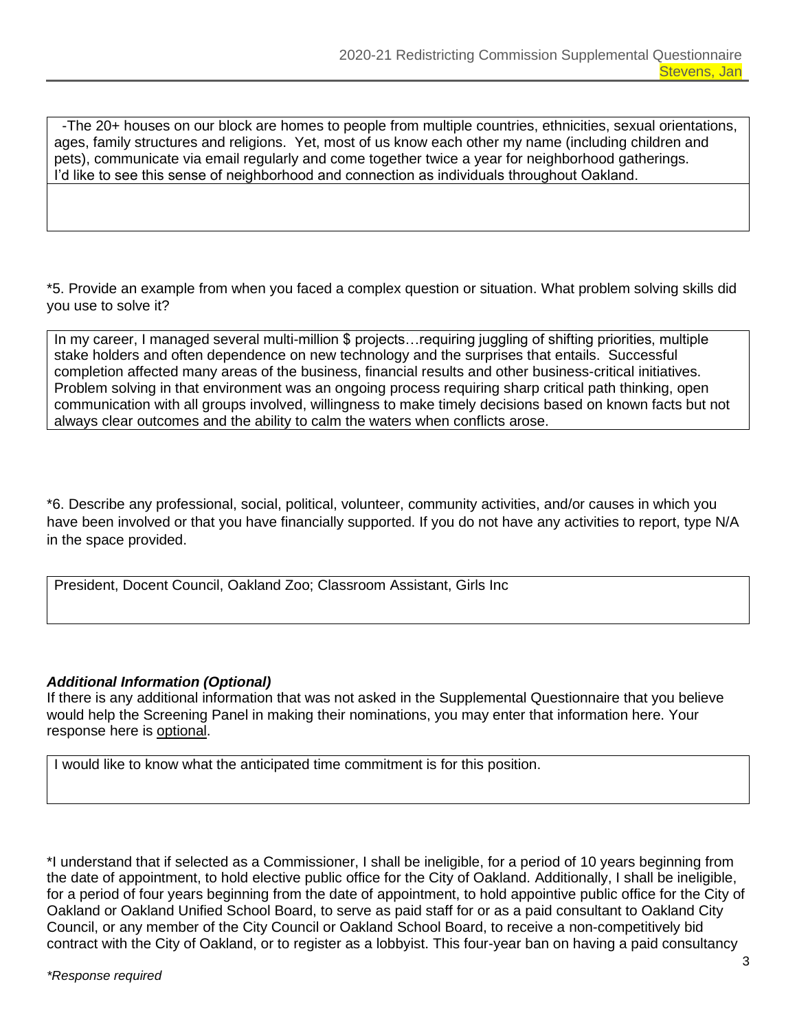-The 20+ houses on our block are homes to people from multiple countries, ethnicities, sexual orientations, ages, family structures and religions. Yet, most of us know each other my name (including children and pets), communicate via email regularly and come together twice a year for neighborhood gatherings. I'd like to see this sense of neighborhood and connection as individuals throughout Oakland.

*5. Provide an example from when you faced a complex question or situation. What problem solving skills did you use to solve it?

In my career, I managed several multi-million $ projects…requiring juggling of shifting priorities, multiple stake holders and often dependence on new technology and the surprises that entails. Successful completion affected many areas of the business, financial results and other business-critical initiatives. Problem solving in that environment was an ongoing process requiring sharp critical path thinking, open communication with all groups involved, willingness to make timely decisions based on known facts but not always clear outcomes and the ability to calm the waters when conflicts arose.

*6. Describe any professional, social, political, volunteer, community activities, and/or causes in which you have been involved or that you have financially supported. If you do not have any activities to report, type N/A in the space provided.

President, Docent Council, Oakland Zoo; Classroom Assistant, Girls Inc

***Additional Information (Optional)***

If there is any additional information that was not asked in the Supplemental Questionnaire that you believe would help the Screening Panel in making their nominations, you may enter that information here. Your response here is optional.

I would like to know what the anticipated time commitment is for this position.

*I understand that if selected as a Commissioner, I shall be ineligible, for a period of 10 years beginning from the date of appointment, to hold elective public office for the City of Oakland. Additionally, I shall be ineligible, for a period of four years beginning from the date of appointment, to hold appointive public office for the City of Oakland or Oakland Unified School Board, to serve as paid staff for or as a paid consultant to Oakland City Council, or any member of the City Council or Oakland School Board, to receive a non-competitively bid contract with the City of Oakland, or to register as a lobbyist. This four-year ban on having a paid consultancy

*\*Response required*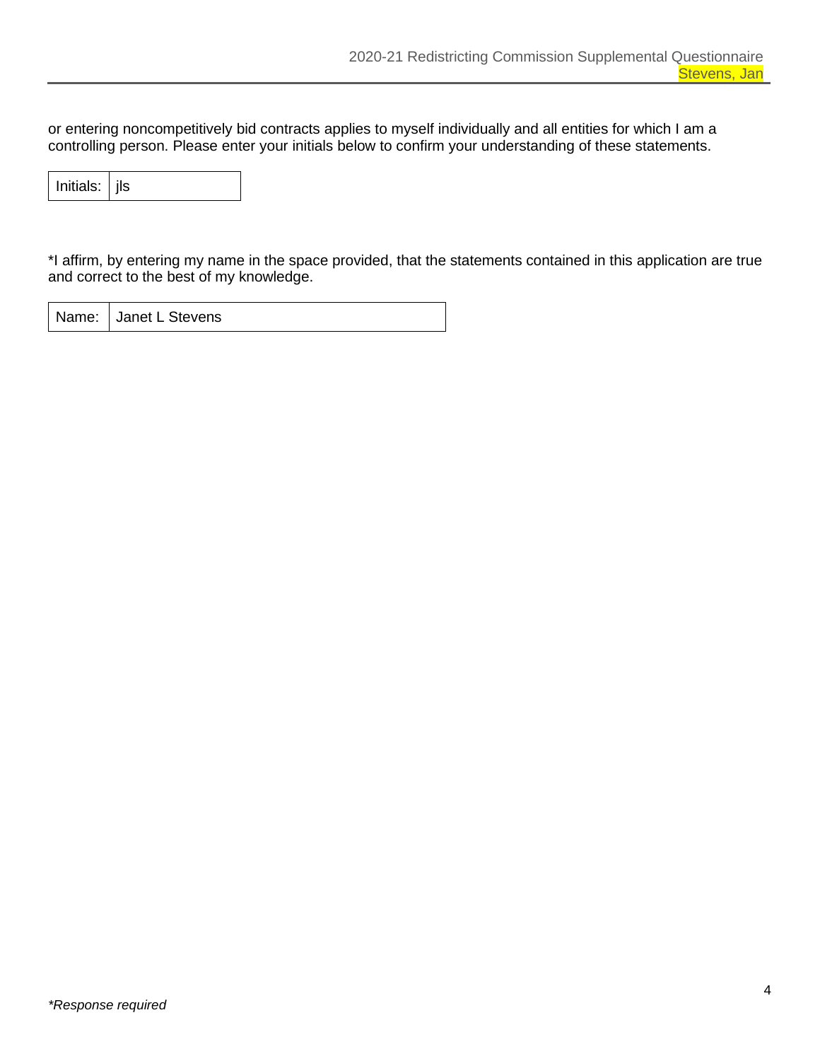or entering noncompetitively bid contracts applies to myself individually and all entities for which I am a controlling person. Please enter your initials below to confirm your understanding of these statements.

| | |
|---|---|
| Initials: | jls |

*I affirm, by entering my name in the space provided, that the statements contained in this application are true and correct to the best of my knowledge.

| | |
|---|---|
| Name: | Janet L Stevens |

*\*Response required*